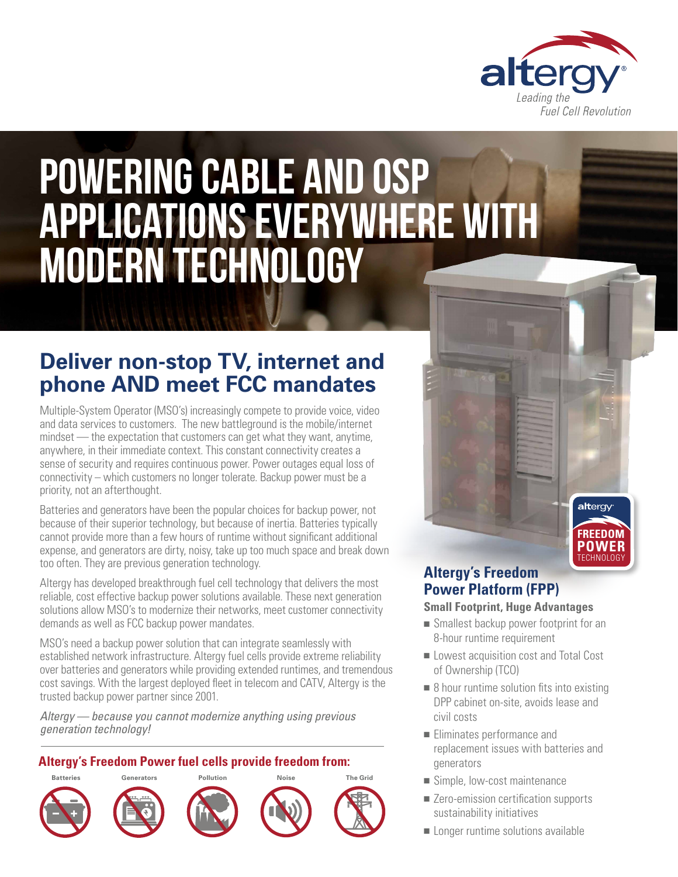altergy® Leading the Fuel Cell Revolution

# POWERING CABLE AND OSP APPLICATIONS EVERYWHERE WITH MODERN TECHNOLOGY

## Deliver non-stop TV, internet and phone AND meet FCC mandates

Multiple-System Operator (MSO's) increasingly compete to provide voice, video and data services to customers. The new battleground is the mobile/internet mindset — the expectation that customers can get what they want, anytime, anywhere, in their immediate context. This constant connectivity creates a sense of security and requires continuous power. Power outages equal loss of connectivity – which customers no longer tolerate. Backup power must be a priority, not an afterthought.

Batteries and generators have been the popular choices for backup power, not because of their superior technology, but because of inertia. Batteries typically cannot provide more than a few hours of runtime without significant additional expense, and generators are dirty, noisy, take up too much space and break down too often. They are previous generation technology.

Altergy has developed breakthrough fuel cell technology that delivers the most reliable, cost effective backup power solutions available. These next generation solutions allow MSO's to modernize their networks, meet customer connectivity demands as well as FCC backup power mandates.

MSO's need a backup power solution that can integrate seamlessly with established network infrastructure. Altergy fuel cells provide extreme reliability over batteries and generators while providing extended runtimes, and tremendous cost savings. With the largest deployed fleet in telecom and CATV, Altergy is the trusted backup power partner since 2001.

*Altergy — because you cannot modernize anything using previous generation technology!*

### Altergy's Freedom Power fuel cells provide freedom from:

Batteries | Generators | Pollution | Noise | The Grid

### Altergy's Freedom Power Platform (FPP)

**Small Footprint, Huge Advantages**

- Smallest backup power footprint for an 8-hour runtime requirement
- Lowest acquisition cost and Total Cost of Ownership (TCO)
- 8 hour runtime solution fits into existing DPP cabinet on-site, avoids lease and civil costs
- Eliminates performance and replacement issues with batteries and generators
- Simple, low-cost maintenance
- Zero-emission certification supports sustainability initiatives
- Longer runtime solutions available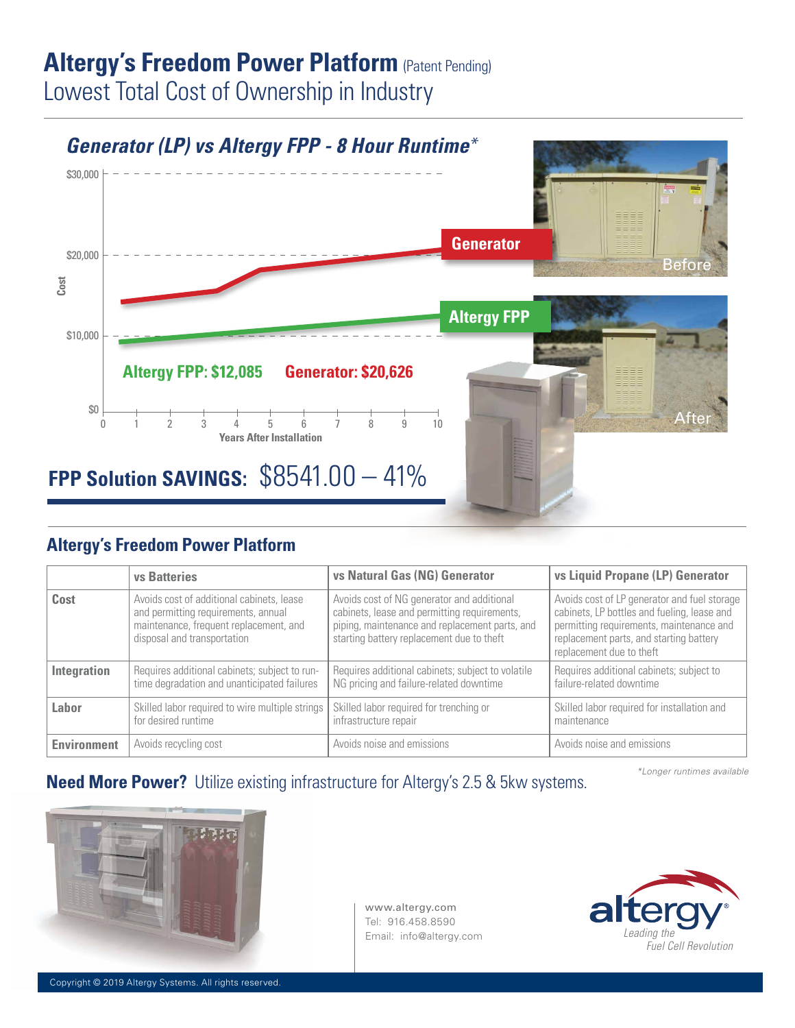# Altergy's Freedom Power Platform (Patent Pending)

## Lowest Total Cost of Ownership in Industry

### *Generator (LP) vs Altergy FPP - 8 Hour Runtime**

$30,000
$20,000
$10,000
$0
Cost
0 1 2 3 4 5 6 7 8 9 10
Years After Installation

Generator
Altergy FPP
Before
After

**Altergy FPP: $12,085** **Generator: $20,626**

**FPP Solution SAVINGS:** $8541.00 – 41%

## Altergy's Freedom Power Platform

| | vs Batteries | vs Natural Gas (NG) Generator | vs Liquid Propane (LP) Generator |
|---|---|---|---|
| **Cost** | Avoids cost of additional cabinets, lease and permitting requirements, annual maintenance, frequent replacement, and disposal and transportation | Avoids cost of NG generator and additional cabinets, lease and permitting requirements, piping, maintenance and replacement parts, and starting battery replacement due to theft | Avoids cost of LP generator and fuel storage cabinets, LP bottles and fueling, lease and permitting requirements, maintenance and replacement parts, and starting battery replacement due to theft |
| **Integration** | Requires additional cabinets; subject to run-time degradation and unanticipated failures | Requires additional cabinets; subject to volatile NG pricing and failure-related downtime | Requires additional cabinets; subject to failure-related downtime |
| **Labor** | Skilled labor required to wire multiple strings for desired runtime | Skilled labor required for trenching or infrastructure repair | Skilled labor required for installation and maintenance |
| **Environment** | Avoids recycling cost | Avoids noise and emissions | Avoids noise and emissions |

*Longer runtimes available

**Need More Power?** Utilize existing infrastructure for Altergy's 2.5 & 5kw systems.

www.altergy.com
Tel: 916.458.8590
Email: info@altergy.com

altergy®
*Leading the Fuel Cell Revolution*

Copyright © 2019 Altergy Systems. All rights reserved.